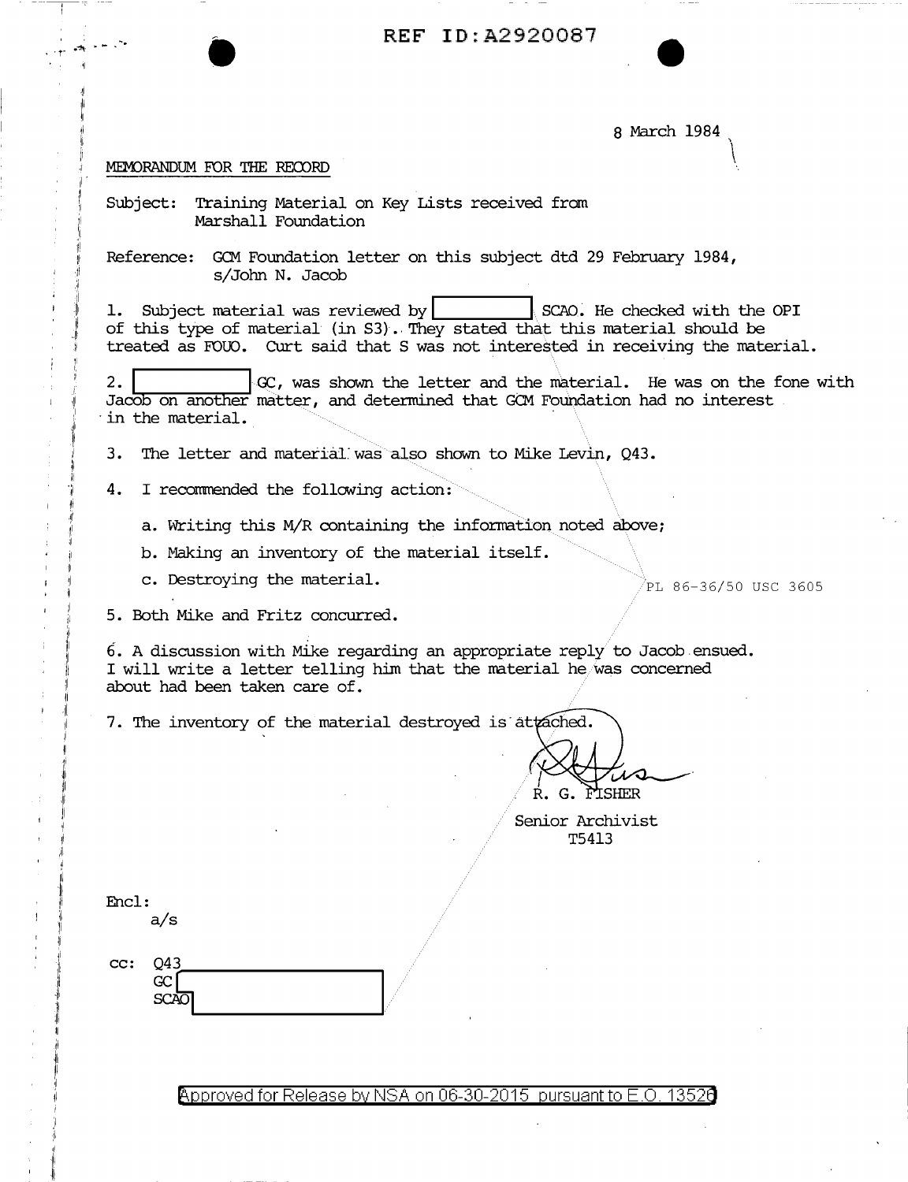REF ID:A2920087

8 March 1984

MEMORANDUM FOR THE RECORD

Subject: Training Material on Key Lists received from Marshall Foundation

Reference: GCM Foundation letter on this subject dtd 29 February 1984, s/John N. Jacob

1. Subject material was reviewed by [redacted] SCAO. He checked with the OPI of this type of material (in S3). They stated that this material should be treated as FOUO. Curt said that S was not interested in receiving the material.

2. [redacted] GC, was shown the letter and the material. He was on the fone with Jacob on another matter, and determined that GCM Foundation had no interest in the material.

3. The letter and material was also shown to Mike Levin, Q43.

4. I recommended the following action:

   a. Writing this M/R containing the information noted above;

   b. Making an inventory of the material itself.

   c. Destroying the material.

PL 86-36/50 USC 3605

5. Both Mike and Fritz concurred.

6. A discussion with Mike regarding an appropriate reply to Jacob ensued. I will write a letter telling him that the material he was concerned about had been taken care of.

7. The inventory of the material destroyed is attached.

R. G. FISHER
Senior Archivist
T5413

Encl:
a/s

cc: Q43
GC [redacted]
SCAO [redacted]

Approved for Release by NSA on 06-30-2015 pursuant to E.O. 13526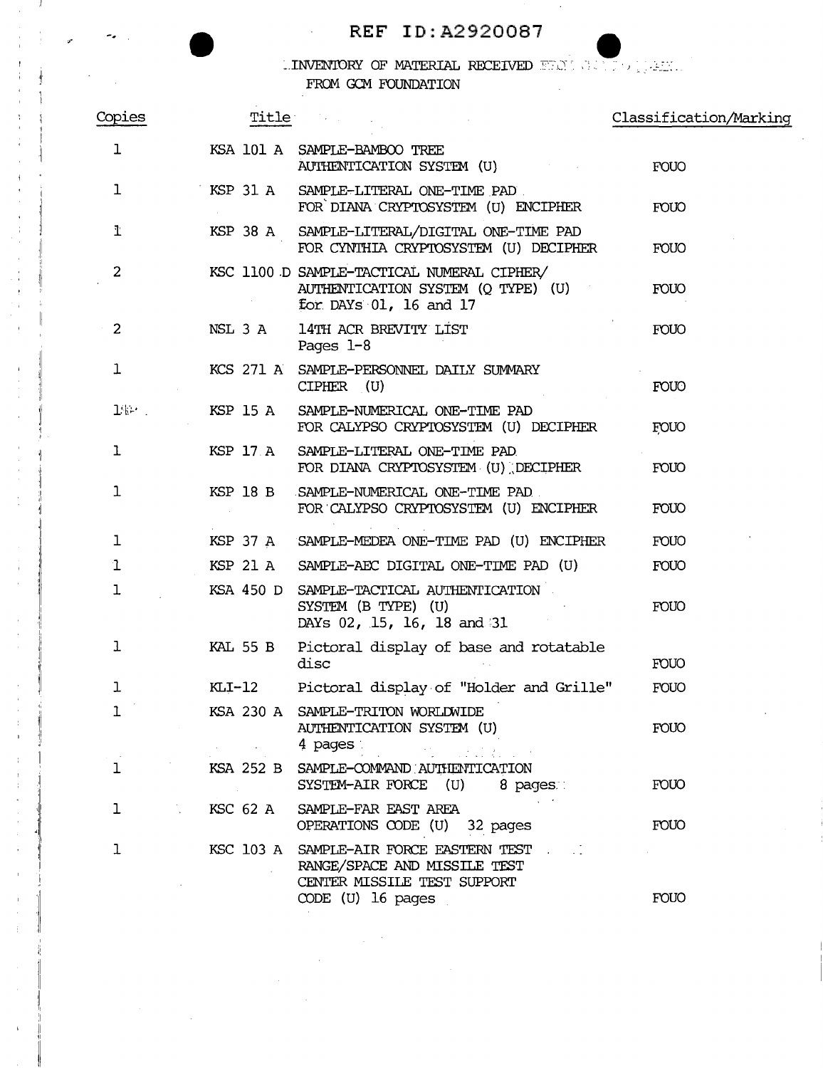REF ID:A2920087

INVENTORY OF MATERIAL RECEIVED FROM GCM FOUNDATION

| Copies | Title | | Classification/Marking |
|---|---|---|---|
| 1 | KSA 101 A | SAMPLE-BAMBOO TREE AUTHENTICATION SYSTEM (U) | FOUO |
| 1 | KSP 31 A | SAMPLE-LITERAL ONE-TIME PAD FOR DIANA CRYPTOSYSTEM (U) ENCIPHER | FOUO |
| 1 | KSP 38 A | SAMPLE-LITERAL/DIGITAL ONE-TIME PAD FOR CYNTHIA CRYPTOSYSTEM (U) DECIPHER | FOUO |
| 2 | KSC 1100 D | SAMPLE-TACTICAL NUMERAL CIPHER/ AUTHENTICATION SYSTEM (Q TYPE) (U) for DAYs 01, 16 and 17 | FOUO |
| 2 | NSL 3 A | 14TH ACR BREVITY LIST Pages 1-8 | FOUO |
| 1 | KCS 271 A | SAMPLE-PERSONNEL DAILY SUMMARY CIPHER (U) | FOUO |
| 1 | KSP 15 A | SAMPLE-NUMERICAL ONE-TIME PAD FOR CALYPSO CRYPTOSYSTEM (U) DECIPHER | FOUO |
| 1 | KSP 17 A | SAMPLE-LITERAL ONE-TIME PAD FOR DIANA CRYPTOSYSTEM (U) DECIPHER | FOUO |
| 1 | KSP 18 B | SAMPLE-NUMERICAL ONE-TIME PAD FOR CALYPSO CRYPTOSYSTEM (U) ENCIPHER | FOUO |
| 1 | KSP 37 A | SAMPLE-MEDEA ONE-TIME PAD (U) ENCIPHER | FOUO |
| 1 | KSP 21 A | SAMPLE-AEC DIGITAL ONE-TIME PAD (U) | FOUO |
| 1 | KSA 450 D | SAMPLE-TACTICAL AUTHENTICATION SYSTEM (B TYPE) (U) DAYs 02, 15, 16, 18 and 31 | FOUO |
| 1 | KAL 55 B | Pictoral display of base and rotatable disc | FOUO |
| 1 | KLI-12 | Pictoral display of "Holder and Grille" | FOUO |
| 1 | KSA 230 A | SAMPLE-TRITON WORLDWIDE AUTHENTICATION SYSTEM (U) 4 pages | FOUO |
| 1 | KSA 252 B | SAMPLE-COMMAND AUTHENTICATION SYSTEM-AIR FORCE (U) 8 pages | FOUO |
| 1 | KSC 62 A | SAMPLE-FAR EAST AREA OPERATIONS CODE (U) 32 pages | FOUO |
| 1 | KSC 103 A | SAMPLE-AIR FORCE EASTERN TEST RANGE/SPACE AND MISSILE TEST CENTER MISSILE TEST SUPPORT CODE (U) 16 pages | FOUO |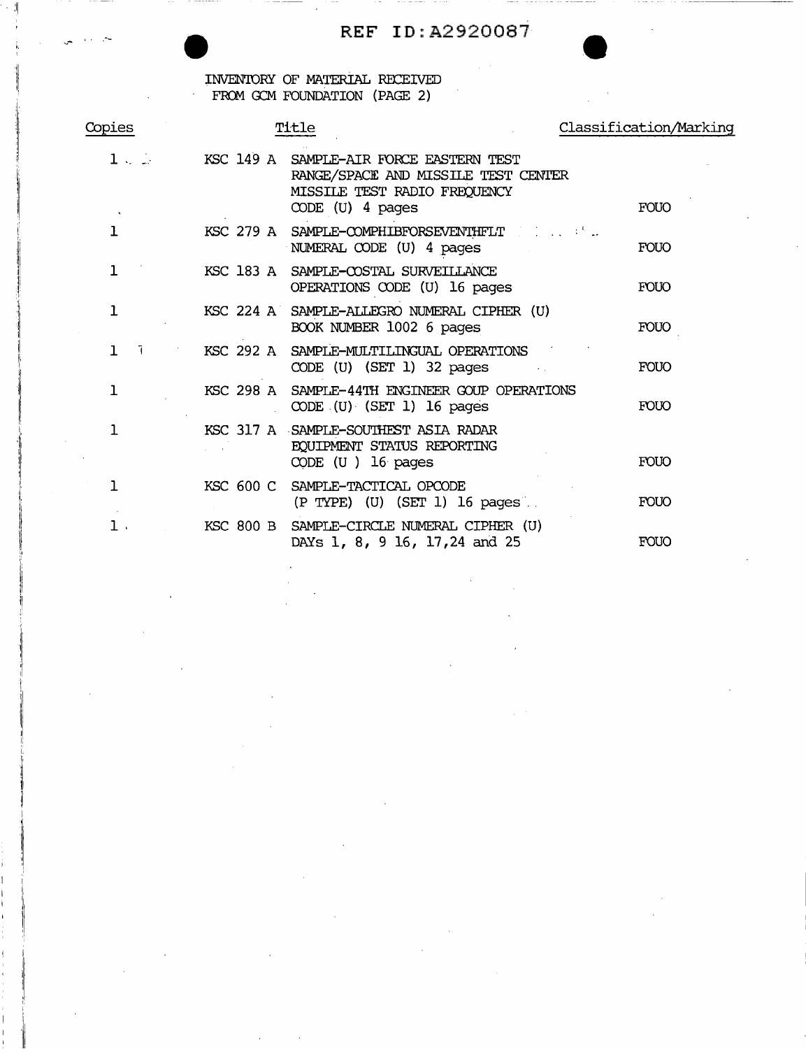REF ID:A2920087

INVENTORY OF MATERIAL RECEIVED
FROM GCM FOUNDATION (PAGE 2)

| Copies | Title | Classification/Marking |
|---|---|---|
| 1 | KSC 149 A SAMPLE-AIR FORCE EASTERN TEST RANGE/SPACE AND MISSILE TEST CENTER MISSILE TEST RADIO FREQUENCY CODE (U) 4 pages | FOUO |
| 1 | KSC 279 A SAMPLE-COMPHIBFORSEVENTHFLT NUMERAL CODE (U) 4 pages | FOUO |
| 1 | KSC 183 A SAMPLE-COSTAL SURVEILLANCE OPERATIONS CODE (U) 16 pages | FOUO |
| 1 | KSC 224 A SAMPLE-ALLEGRO NUMERAL CIPHER (U) BOOK NUMBER 1002 6 pages | FOUO |
| 1 | KSC 292 A SAMPLE-MULTILINGUAL OPERATIONS CODE (U) (SET 1) 32 pages | FOUO |
| 1 | KSC 298 A SAMPLE-44TH ENGINEER GOUP OPERATIONS CODE (U) (SET 1) 16 pages | FOUO |
| 1 | KSC 317 A SAMPLE-SOUTHEST ASIA RADAR EQUIPMENT STATUS REPORTING CODE (U ) 16 pages | FOUO |
| 1 | KSC 600 C SAMPLE-TACTICAL OPCODE (P TYPE) (U) (SET 1) 16 pages | FOUO |
| 1 | KSC 800 B SAMPLE-CIRCLE NUMERAL CIPHER (U) DAYs 1, 8, 9 16, 17,24 and 25 | FOUO |